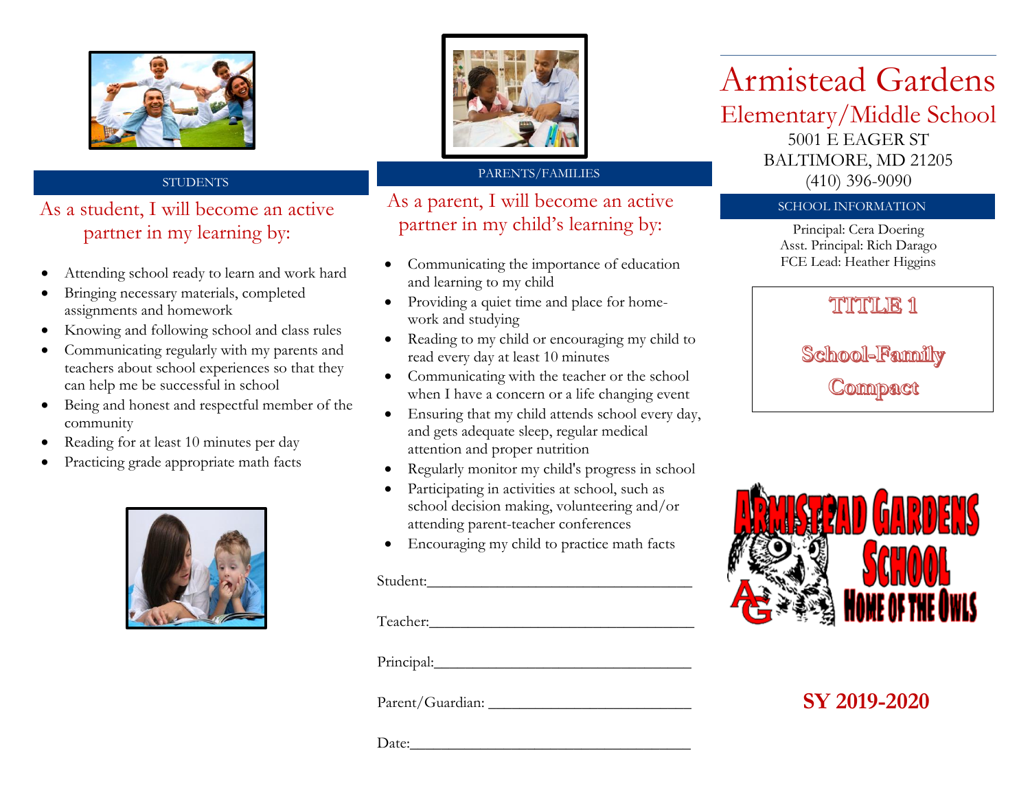## STUDENTS

### As a student, I will become an active partner in my learning by:

- Attending school ready to learn and work hard
- Bringing necessary materials, completed assignments and homework
- Knowing and following school and class rules
- Communicating regularly with my parents and teachers about school experiences so that they can help me be successful in school
- Being and honest and respectful member of the community
- Reading for at least 10 minutes per day
- Practicing grade appropriate math facts

## PARENTS/FAMILIES

### As a parent, I will become an active partner in my child's learning by:

- Communicating the importance of education and learning to my child
- Providing a quiet time and place for home-work and studying
- Reading to my child or encouraging my child to read every day at least 10 minutes
- Communicating with the teacher or the school when I have a concern or a life changing event
- Ensuring that my child attends school every day, and gets adequate sleep, regular medical attention and proper nutrition
- Regularly monitor my child's progress in school
- Participating in activities at school, such as school decision making, volunteering and/or attending parent-teacher conferences
- Encouraging my child to practice math facts

Student:___________________________________

Teacher:___________________________________

Principal:__________________________________

Parent/Guardian: ___________________________

Date:_____________________________________

# Armistead Gardens

## Elementary/Middle School

5001 E EAGER ST
BALTIMORE, MD 21205
(410) 396-9090

## SCHOOL INFORMATION

Principal: Cera Doering
Asst. Principal: Rich Darago
FCE Lead: Heather Higgins

**TITLE 1**

**School-Family Compact**

ARMISTEAD GARDENS SCHOOL
HOME OF THE OWLS

**SY 2019-2020**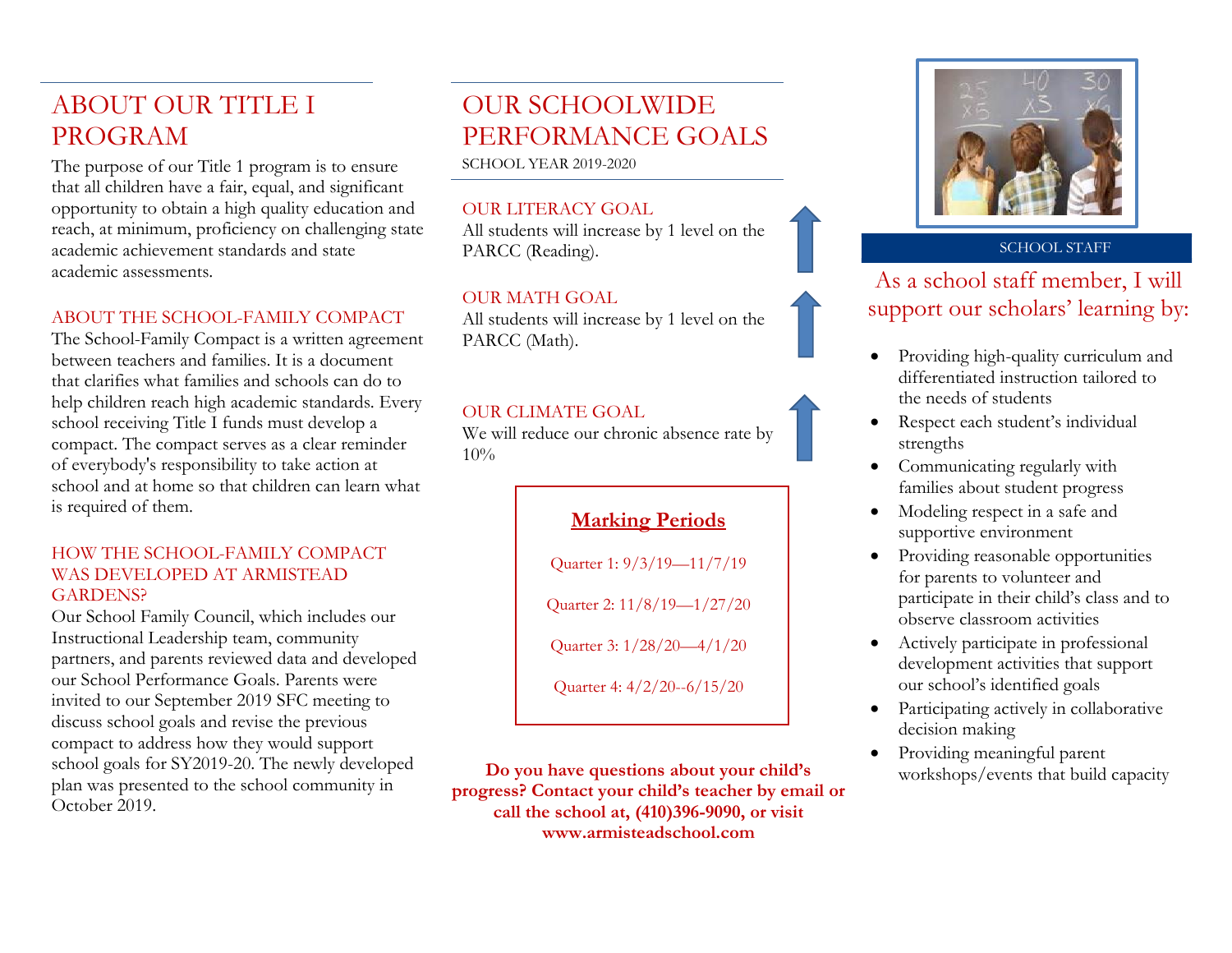# ABOUT OUR TITLE I PROGRAM

The purpose of our Title 1 program is to ensure that all children have a fair, equal, and significant opportunity to obtain a high quality education and reach, at minimum, proficiency on challenging state academic achievement standards and state academic assessments.

## ABOUT THE SCHOOL-FAMILY COMPACT

The School-Family Compact is a written agreement between teachers and families. It is a document that clarifies what families and schools can do to help children reach high academic standards. Every school receiving Title I funds must develop a compact. The compact serves as a clear reminder of everybody's responsibility to take action at school and at home so that children can learn what is required of them.

## HOW THE SCHOOL-FAMILY COMPACT WAS DEVELOPED AT ARMISTEAD GARDENS?

Our School Family Council, which includes our Instructional Leadership team, community partners, and parents reviewed data and developed our School Performance Goals. Parents were invited to our September 2019 SFC meeting to discuss school goals and revise the previous compact to address how they would support school goals for SY2019-20. The newly developed plan was presented to the school community in October 2019.

# OUR SCHOOLWIDE PERFORMANCE GOALS

SCHOOL YEAR 2019-2020

## OUR LITERACY GOAL

All students will increase by 1 level on the PARCC (Reading).

## OUR MATH GOAL

All students will increase by 1 level on the PARCC (Math).

## OUR CLIMATE GOAL

We will reduce our chronic absence rate by 10%

**Marking Periods**

Quarter 1: 9/3/19—11/7/19

Quarter 2: 11/8/19—1/27/20

Quarter 3: 1/28/20—4/1/20

Quarter 4: 4/2/20--6/15/20

**Do you have questions about your child's progress? Contact your child's teacher by email or call the school at, (410)396-9090, or visit www.armisteadschool.com**

SCHOOL STAFF

## As a school staff member, I will support our scholars' learning by:

- Providing high-quality curriculum and differentiated instruction tailored to the needs of students
- Respect each student's individual strengths
- Communicating regularly with families about student progress
- Modeling respect in a safe and supportive environment
- Providing reasonable opportunities for parents to volunteer and participate in their child's class and to observe classroom activities
- Actively participate in professional development activities that support our school's identified goals
- Participating actively in collaborative decision making
- Providing meaningful parent workshops/events that build capacity